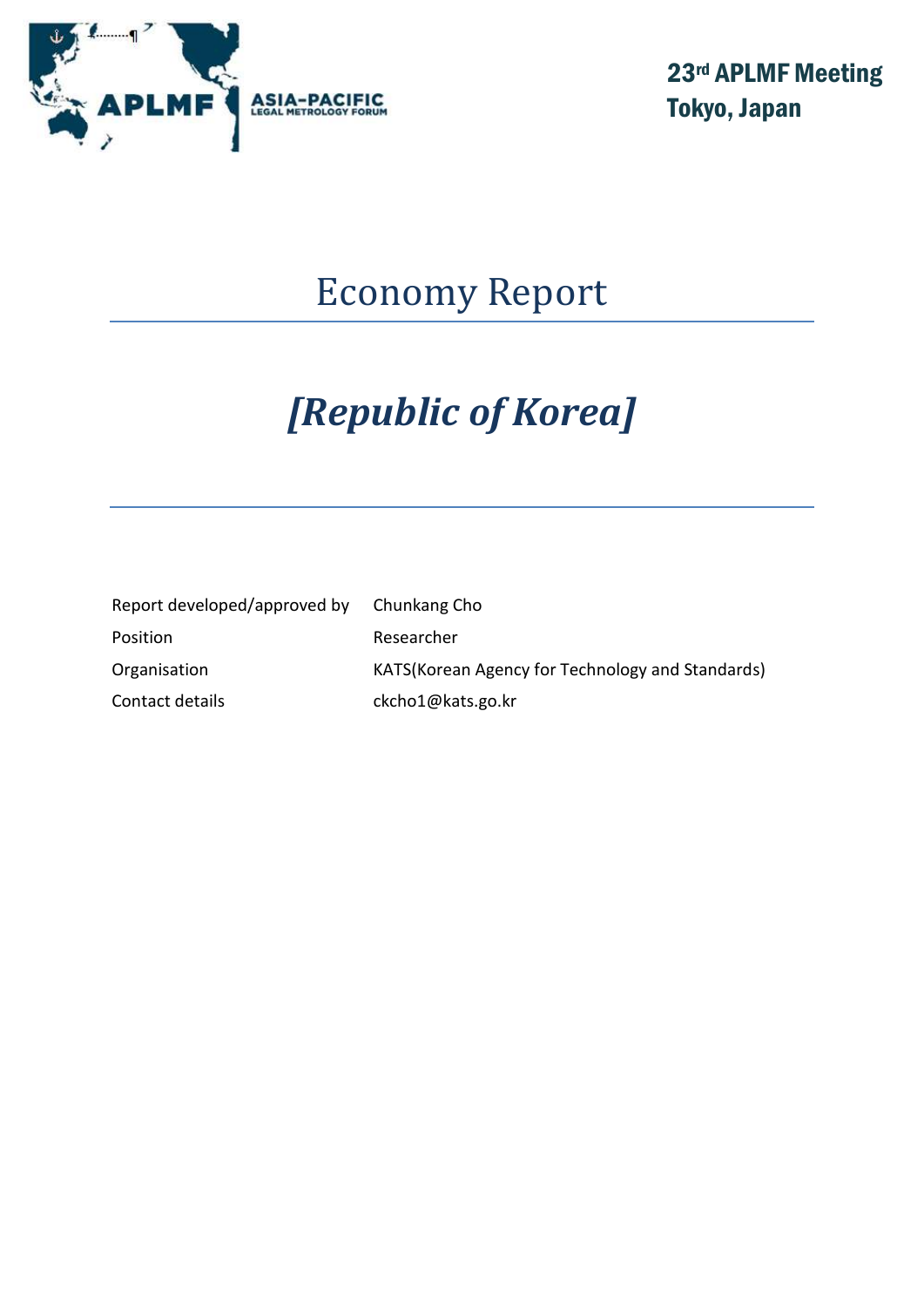**23rd APLMF Meeting**
**Tokyo, Japan**

# Economy Report

# *[Republic of Korea]*

| | |
|---|---|
| Report developed/approved by | Chunkang Cho |
| Position | Researcher |
| Organisation | KATS(Korean Agency for Technology and Standards) |
| Contact details | ckcho1@kats.go.kr |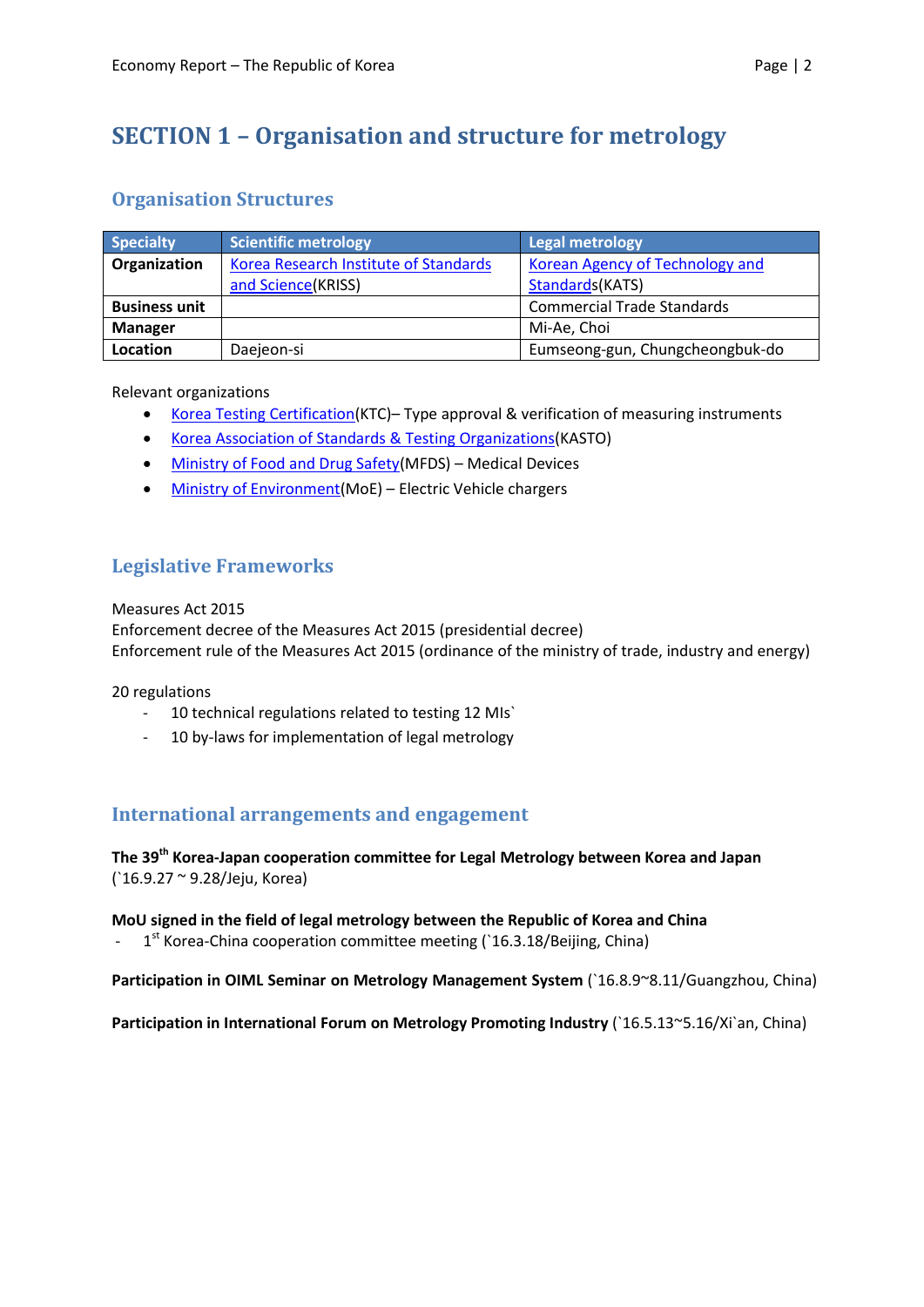# SECTION 1 – Organisation and structure for metrology

## Organisation Structures

| Specialty | Scientific metrology | Legal metrology |
|---|---|---|
| **Organization** | Korea Research Institute of Standards and Science(KRISS) | Korean Agency of Technology and Standards(KATS) |
| **Business unit** | | Commercial Trade Standards |
| **Manager** | | Mi-Ae, Choi |
| **Location** | Daejeon-si | Eumseong-gun, Chungcheongbuk-do |

Relevant organizations

- Korea Testing Certification(KTC)– Type approval & verification of measuring instruments
- Korea Association of Standards & Testing Organizations(KASTO)
- Ministry of Food and Drug Safety(MFDS) – Medical Devices
- Ministry of Environment(MoE) – Electric Vehicle chargers

## Legislative Frameworks

Measures Act 2015
Enforcement decree of the Measures Act 2015 (presidential decree)
Enforcement rule of the Measures Act 2015 (ordinance of the ministry of trade, industry and energy)

20 regulations

- 10 technical regulations related to testing 12 MIs`
- 10 by-laws for implementation of legal metrology

## International arrangements and engagement

**The 39th Korea-Japan cooperation committee for Legal Metrology between Korea and Japan**
(`16.9.27 ~ 9.28/Jeju, Korea)

**MoU signed in the field of legal metrology between the Republic of Korea and China**

- 1st Korea-China cooperation committee meeting (`16.3.18/Beijing, China)

**Participation in OIML Seminar on Metrology Management System** (`16.8.9~8.11/Guangzhou, China)

**Participation in International Forum on Metrology Promoting Industry** (`16.5.13~5.16/Xi`an, China)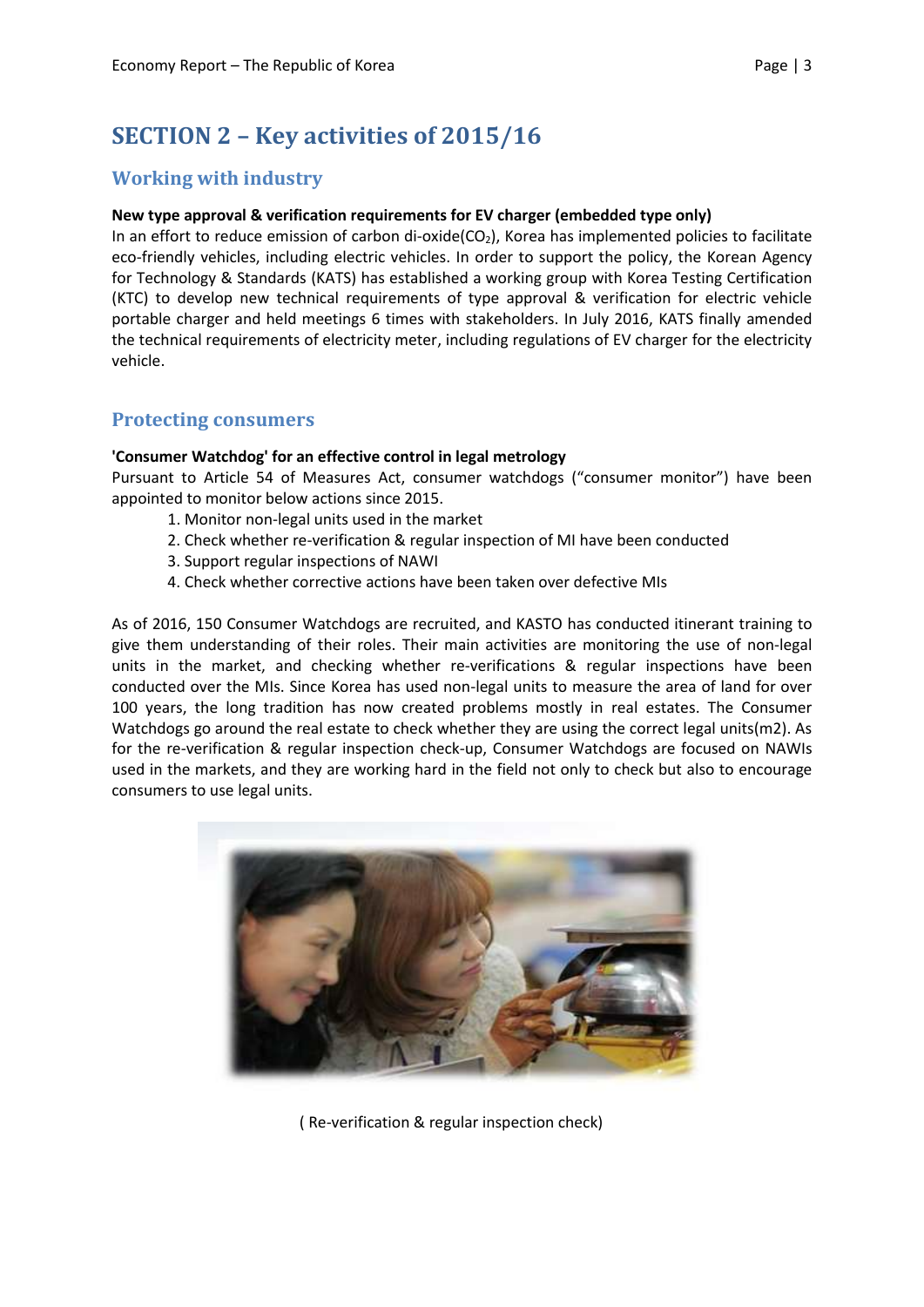# SECTION 2 – Key activities of 2015/16

## Working with industry

**New type approval & verification requirements for EV charger (embedded type only)**

In an effort to reduce emission of carbon di-oxide($CO_2$), Korea has implemented policies to facilitate eco-friendly vehicles, including electric vehicles. In order to support the policy, the Korean Agency for Technology & Standards (KATS) has established a working group with Korea Testing Certification (KTC) to develop new technical requirements of type approval & verification for electric vehicle portable charger and held meetings 6 times with stakeholders. In July 2016, KATS finally amended the technical requirements of electricity meter, including regulations of EV charger for the electricity vehicle.

## Protecting consumers

**'Consumer Watchdog' for an effective control in legal metrology**

Pursuant to Article 54 of Measures Act, consumer watchdogs ("consumer monitor") have been appointed to monitor below actions since 2015.

1. Monitor non-legal units used in the market
2. Check whether re-verification & regular inspection of MI have been conducted
3. Support regular inspections of NAWI
4. Check whether corrective actions have been taken over defective MIs

As of 2016, 150 Consumer Watchdogs are recruited, and KASTO has conducted itinerant training to give them understanding of their roles. Their main activities are monitoring the use of non-legal units in the market, and checking whether re-verifications & regular inspections have been conducted over the MIs. Since Korea has used non-legal units to measure the area of land for over 100 years, the long tradition has now created problems mostly in real estates. The Consumer Watchdogs go around the real estate to check whether they are using the correct legal units(m2). As for the re-verification & regular inspection check-up, Consumer Watchdogs are focused on NAWIs used in the markets, and they are working hard in the field not only to check but also to encourage consumers to use legal units.

( Re-verification & regular inspection check)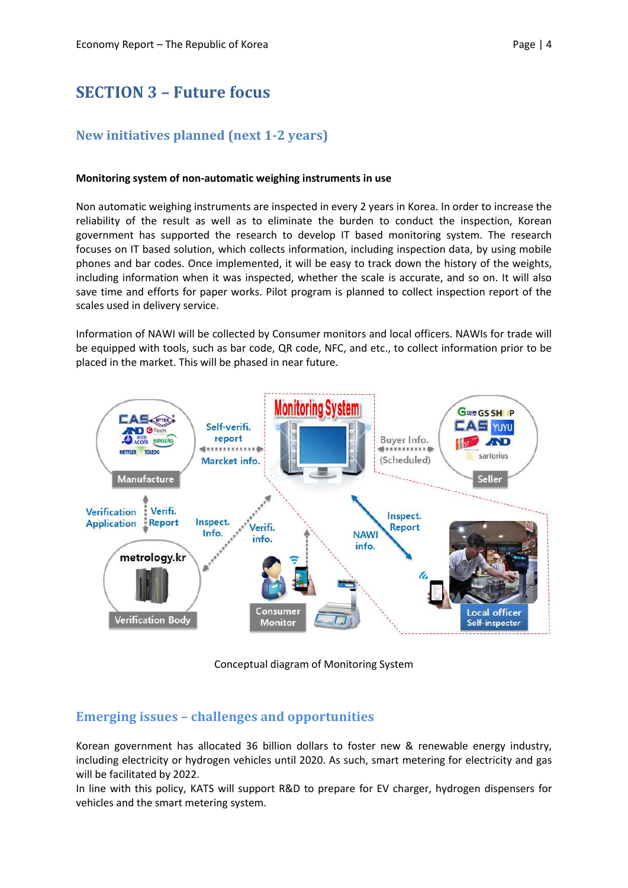# SECTION 3 – Future focus

## New initiatives planned (next 1-2 years)

**Monitoring system of non-automatic weighing instruments in use**

Non automatic weighing instruments are inspected in every 2 years in Korea. In order to increase the reliability of the result as well as to eliminate the burden to conduct the inspection, Korean government has supported the research to develop IT based monitoring system. The research focuses on IT based solution, which collects information, including inspection data, by using mobile phones and bar codes. Once implemented, it will be easy to track down the history of the weights, including information when it was inspected, whether the scale is accurate, and so on. It will also save time and efforts for paper works. Pilot program is planned to collect inspection report of the scales used in delivery service.

Information of NAWI will be collected by Consumer monitors and local officers. NAWIs for trade will be equipped with tools, such as bar code, QR code, NFC, and etc., to collect information prior to be placed in the market. This will be phased in near future.

Monitoring System

Manufacture

Self-verifi. report

Marcket info.

Buyer Info.

(Scheduled)

Seller

Verification Application

Verifi. Report

Inspect. Info.

Verifi. info.

NAWI info.

Inspect. Report

metrology.kr

Verification Body

Consumer Monitor

Local officer Self-inspecter

Conceptual diagram of Monitoring System

## Emerging issues – challenges and opportunities

Korean government has allocated 36 billion dollars to foster new & renewable energy industry, including electricity or hydrogen vehicles until 2020. As such, smart metering for electricity and gas will be facilitated by 2022.

In line with this policy, KATS will support R&D to prepare for EV charger, hydrogen dispensers for vehicles and the smart metering system.